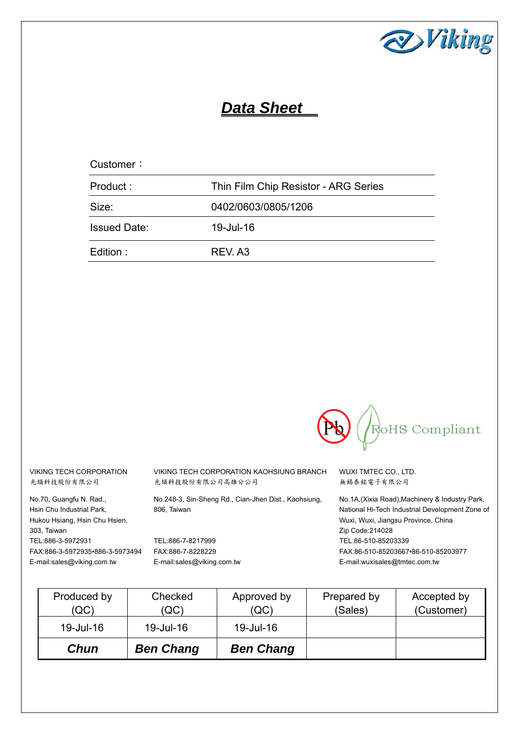# *Data Sheet*

| Customer： | |
|---|---|
| Product : | Thin Film Chip Resistor - ARG Series |
| Size: | 0402/0603/0805/1206 |
| Issued Date: | 19-Jul-16 |
| Edition : | REV. A3 |

RoHS Compliant

VIKING TECH CORPORATION
光頡科技股份有限公司

No.70, Guangfu N. Rad.,
Hsin Chu Industrial Park,
Hukou Hsiang, Hsin Chu Hsien,
303, Taiwan
TEL:886-3-5972931
FAX:886-3-5972935•886-3-5973494
E-mail:sales@viking.com.tw

VIKING TECH CORPORATION KAOHSIUNG BRANCH
光頡科技股份有限公司高雄分公司

No.248-3, Sin-Sheng Rd., Cian-Jhen Dist., Kaohsiung,
806, Taiwan
TEL:886-7-8217999
FAX:886-7-8228229
E-mail:sales@viking.com.tw

WUXI TMTEC CO., LTD.
無錫泰銘電子有限公司

No.1A,(Xixia Road),Machinery & Industry Park,
National Hi-Tech Industrial Development Zone of
Wuxi, Wuxi, Jiangsu Province, China
Zip Code:214028
TEL:86-510-85203339
FAX:86-510-85203667•86-510-85203977
E-mail:wuxisales@tmtec.com.tw

| Produced by (QC) | Checked (QC) | Approved by (QC) | Prepared by (Sales) | Accepted by (Customer) |
|---|---|---|---|---|
| 19-Jul-16 | 19-Jul-16 | 19-Jul-16 | | |
| ***Chun*** | ***Ben Chang*** | ***Ben Chang*** | | |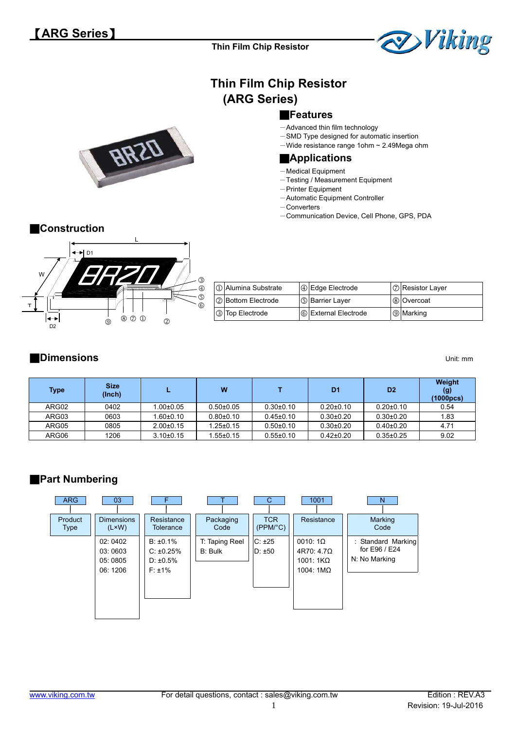# 【ARG Series】

Thin Film Chip Resistor

## Thin Film Chip Resistor (ARG Series)

### Features

- Advanced thin film technology
- SMD Type designed for automatic insertion
- Wide resistance range 1ohm ~ 2.49Mega ohm

### Applications

- Medical Equipment
- Testing / Measurement Equipment
- Printer Equipment
- Automatic Equipment Controller
- Converters
- Communication Device, Cell Phone, GPS, PDA

### Construction

| | | |
|---|---|---|
| ① Alumina Substrate | ④ Edge Electrode | ⑦ Resistor Layer |
| ② Bottom Electrode | ⑤ Barrier Layer | ⑧ Overcoat |
| ③ Top Electrode | ⑥ External Electrode | ⑨ Marking |

### Dimensions

Unit: mm

| Type | Size (Inch) | L | W | T | D1 | D2 | Weight (g) (1000pcs) |
|---|---|---|---|---|---|---|---|
| ARG02 | 0402 | 1.00±0.05 | 0.50±0.05 | 0.30±0.10 | 0.20±0.10 | 0.20±0.10 | 0.54 |
| ARG03 | 0603 | 1.60±0.10 | 0.80±0.10 | 0.45±0.10 | 0.30±0.20 | 0.30±0.20 | 1.83 |
| ARG05 | 0805 | 2.00±0.15 | 1.25±0.15 | 0.50±0.10 | 0.30±0.20 | 0.40±0.20 | 4.71 |
| ARG06 | 1206 | 3.10±0.15 | 1.55±0.15 | 0.55±0.10 | 0.42±0.20 | 0.35±0.25 | 9.02 |

### Part Numbering

| ARG | 03 | F | T | C | 1001 | N |
|---|---|---|---|---|---|---|
| Product Type | Dimensions (L×W) | Resistance Tolerance | Packaging Code | TCR (PPM/°C) | Resistance | Marking Code |
| | 02: 0402<br>03: 0603<br>05: 0805<br>06: 1206 | B: ±0.1%<br>C: ±0.25%<br>D: ±0.5%<br>F: ±1% | T: Taping Reel<br>B: Bulk | C: ±25<br>D: ±50 | 0010: 1Ω<br>4R70: 4.7Ω<br>1001: 1KΩ<br>1004: 1MΩ | : Standard Marking for E96 / E24<br>N: No Marking |

www.viking.com.tw For detail questions, contact : sales@viking.com.tw Edition : REV.A3 Revision: 19-Jul-2016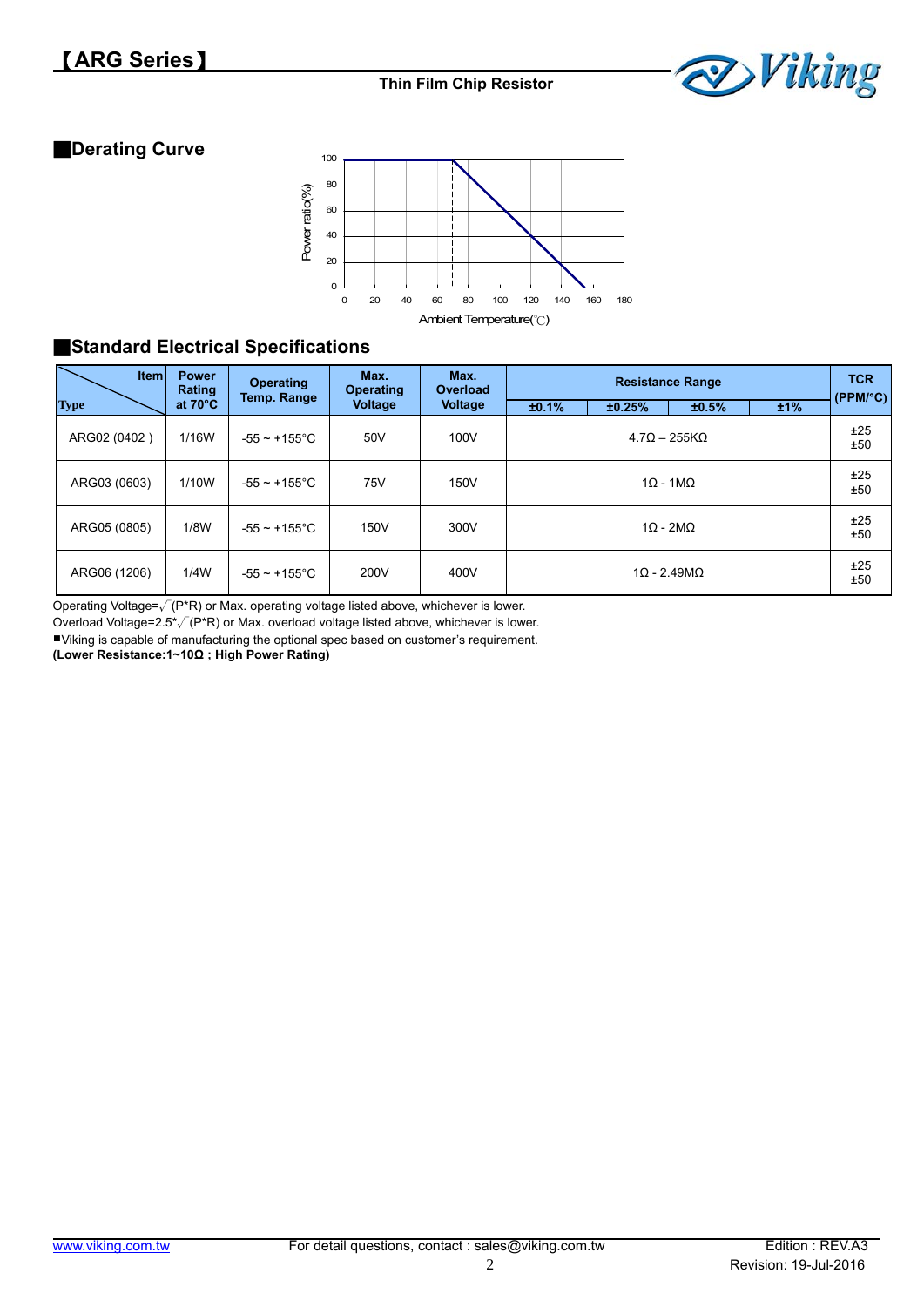## Derating Curve

## Standard Electrical Specifications

| Item / Type | Power Rating at 70°C | Operating Temp. Range | Max. Operating Voltage | Max. Overload Voltage | Resistance Range ±0.1% | ±0.25% | ±0.5% | ±1% | TCR (PPM/°C) |
|---|---|---|---|---|---|---|---|---|---|
| ARG02 (0402 ) | 1/16W | -55 ~ +155°C | 50V | 100V | 4.7Ω – 255KΩ | | | | ±25 ±50 |
| ARG03 (0603) | 1/10W | -55 ~ +155°C | 75V | 150V | 1Ω - 1MΩ | | | | ±25 ±50 |
| ARG05 (0805) | 1/8W | -55 ~ +155°C | 150V | 300V | 1Ω - 2MΩ | | | | ±25 ±50 |
| ARG06 (1206) | 1/4W | -55 ~ +155°C | 200V | 400V | 1Ω - 2.49MΩ | | | | ±25 ±50 |

Operating Voltage=$\sqrt{(P*R)}$ or Max. operating voltage listed above, whichever is lower.

Overload Voltage=2.5*$\sqrt{(P*R)}$ or Max. overload voltage listed above, whichever is lower.

■Viking is capable of manufacturing the optional spec based on customer's requirement.

**(Lower Resistance:1~10Ω ; High Power Rating)**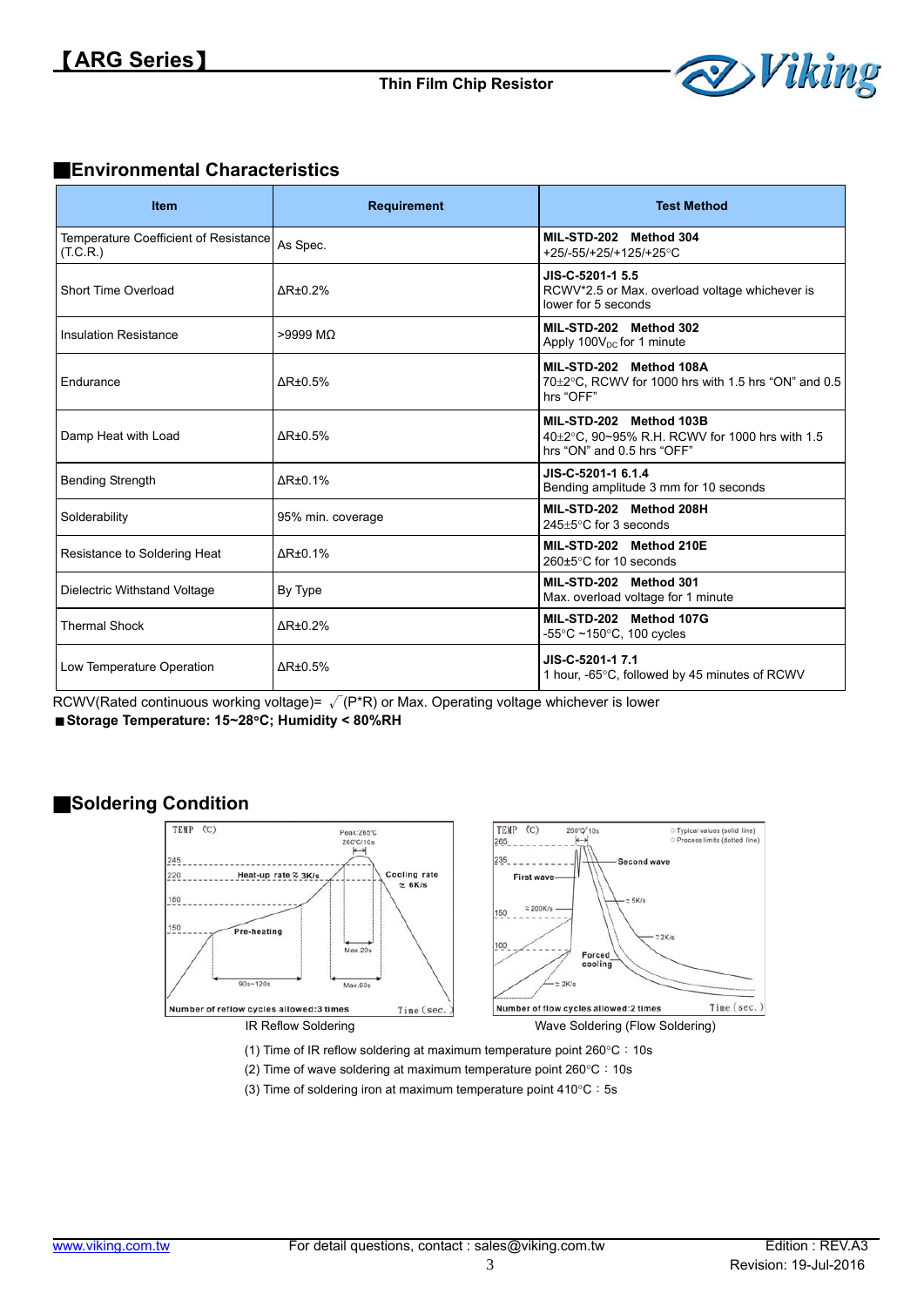## ■Environmental Characteristics

| Item | Requirement | Test Method |
|---|---|---|
| Temperature Coefficient of Resistance (T.C.R.) | As Spec. | **MIL-STD-202 Method 304**<br>+25/-55/+25/+125/+25°C |
| Short Time Overload | ΔR±0.2% | **JIS-C-5201-1 5.5**<br>RCWV*2.5 or Max. overload voltage whichever is lower for 5 seconds |
| Insulation Resistance | >9999 MΩ | **MIL-STD-202 Method 302**<br>Apply $100V_{DC}$ for 1 minute |
| Endurance | ΔR±0.5% | **MIL-STD-202 Method 108A**<br>70±2°C, RCWV for 1000 hrs with 1.5 hrs "ON" and 0.5 hrs "OFF" |
| Damp Heat with Load | ΔR±0.5% | **MIL-STD-202 Method 103B**<br>40±2°C, 90~95% R.H. RCWV for 1000 hrs with 1.5 hrs "ON" and 0.5 hrs "OFF" |
| Bending Strength | ΔR±0.1% | **JIS-C-5201-1 6.1.4**<br>Bending amplitude 3 mm for 10 seconds |
| Solderability | 95% min. coverage | **MIL-STD-202 Method 208H**<br>245±5°C for 3 seconds |
| Resistance to Soldering Heat | ΔR±0.1% | **MIL-STD-202 Method 210E**<br>260±5°C for 10 seconds |
| Dielectric Withstand Voltage | By Type | **MIL-STD-202 Method 301**<br>Max. overload voltage for 1 minute |
| Thermal Shock | ΔR±0.2% | **MIL-STD-202 Method 107G**<br>-55°C ~150°C, 100 cycles |
| Low Temperature Operation | ΔR±0.5% | **JIS-C-5201-1 7.1**<br>1 hour, -65°C, followed by 45 minutes of RCWV |

RCWV(Rated continuous working voltage)= $\sqrt{(P*R)}$ or Max. Operating voltage whichever is lower

■ **Storage Temperature: 15~28°C; Humidity < 80%RH**

## ■Soldering Condition

IR Reflow Soldering

Wave Soldering (Flow Soldering)

(1) Time of IR reflow soldering at maximum temperature point 260°C：10s

(2) Time of wave soldering at maximum temperature point 260°C：10s

(3) Time of soldering iron at maximum temperature point 410°C：5s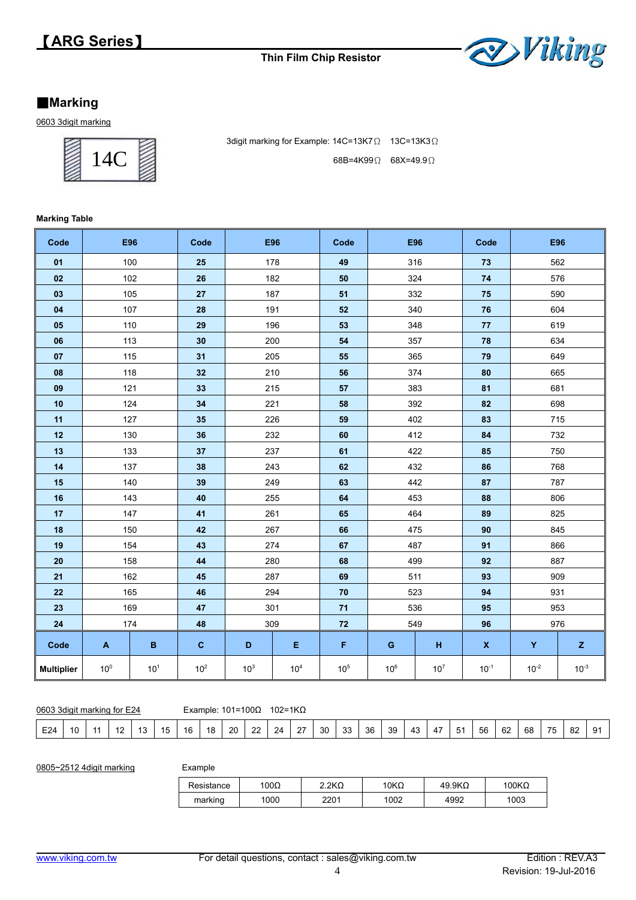## ■Marking

0603 3digit marking

14C

3digit marking for Example: 14C=13K7Ω　13C=13K3Ω

68B=4K99Ω　68X=49.9Ω

**Marking Table**

| Code | E96 | | Code | E96 | | Code | E96 | | Code | E96 | |
|---|---|---|---|---|---|---|---|---|---|---|---|
| **01** | 100 | | **25** | 178 | | **49** | 316 | | **73** | 562 | |
| **02** | 102 | | **26** | 182 | | **50** | 324 | | **74** | 576 | |
| **03** | 105 | | **27** | 187 | | **51** | 332 | | **75** | 590 | |
| **04** | 107 | | **28** | 191 | | **52** | 340 | | **76** | 604 | |
| **05** | 110 | | **29** | 196 | | **53** | 348 | | **77** | 619 | |
| **06** | 113 | | **30** | 200 | | **54** | 357 | | **78** | 634 | |
| **07** | 115 | | **31** | 205 | | **55** | 365 | | **79** | 649 | |
| **08** | 118 | | **32** | 210 | | **56** | 374 | | **80** | 665 | |
| **09** | 121 | | **33** | 215 | | **57** | 383 | | **81** | 681 | |
| **10** | 124 | | **34** | 221 | | **58** | 392 | | **82** | 698 | |
| **11** | 127 | | **35** | 226 | | **59** | 402 | | **83** | 715 | |
| **12** | 130 | | **36** | 232 | | **60** | 412 | | **84** | 732 | |
| **13** | 133 | | **37** | 237 | | **61** | 422 | | **85** | 750 | |
| **14** | 137 | | **38** | 243 | | **62** | 432 | | **86** | 768 | |
| **15** | 140 | | **39** | 249 | | **63** | 442 | | **87** | 787 | |
| **16** | 143 | | **40** | 255 | | **64** | 453 | | **88** | 806 | |
| **17** | 147 | | **41** | 261 | | **65** | 464 | | **89** | 825 | |
| **18** | 150 | | **42** | 267 | | **66** | 475 | | **90** | 845 | |
| **19** | 154 | | **43** | 274 | | **67** | 487 | | **91** | 866 | |
| **20** | 158 | | **44** | 280 | | **68** | 499 | | **92** | 887 | |
| **21** | 162 | | **45** | 287 | | **69** | 511 | | **93** | 909 | |
| **22** | 165 | | **46** | 294 | | **70** | 523 | | **94** | 931 | |
| **23** | 169 | | **47** | 301 | | **71** | 536 | | **95** | 953 | |
| **24** | 174 | | **48** | 309 | | **72** | 549 | | **96** | 976 | |
| **Code** | **A** | **B** | **C** | **D** | **E** | **F** | **G** | **H** | **X** | **Y** | **Z** |
| **Multiplier** | $10^0$ | $10^1$ | $10^2$ | $10^3$ | $10^4$ | $10^5$ | $10^6$ | $10^7$ | $10^{-1}$ | $10^{-2}$ | $10^{-3}$ |

0603 3digit marking for E24　　Example: 101=100Ω　102=1KΩ

| E24 | 10 | 11 | 12 | 13 | 15 | 16 | 18 | 20 | 22 | 24 | 27 | 30 | 33 | 36 | 39 | 43 | 47 | 51 | 56 | 62 | 68 | 75 | 82 | 91 |
|---|---|---|---|---|---|---|---|---|---|---|---|---|---|---|---|---|---|---|---|---|---|---|---|---|

0805~2512 4digit marking

Example

| Resistance | 100Ω | 2.2KΩ | 10KΩ | 49.9KΩ | 100KΩ |
|---|---|---|---|---|---|
| marking | 1000 | 2201 | 1002 | 4992 | 1003 |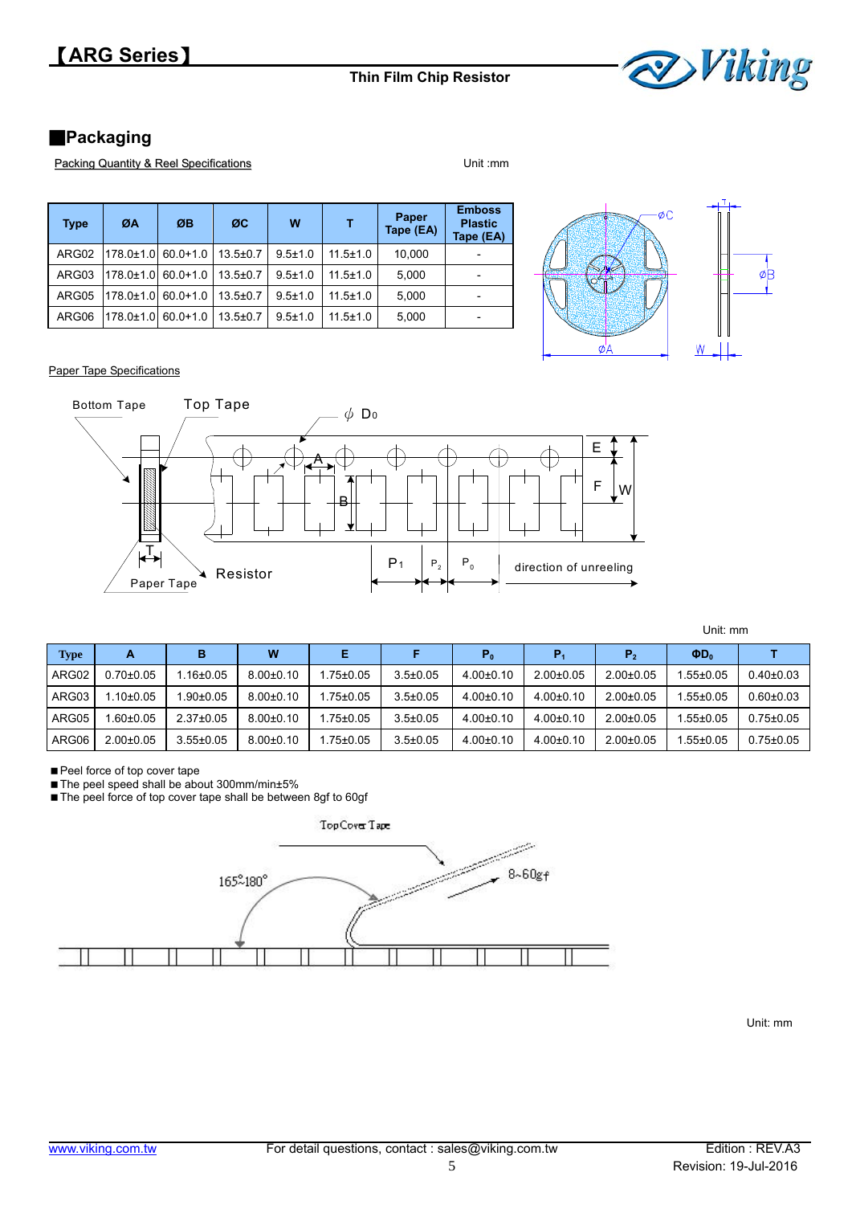# 【ARG Series】

Thin Film Chip Resistor

## ■Packaging

Packing Quantity & Reel Specifications

Unit :mm

| Type | ØA | ØB | ØC | W | T | Paper Tape (EA) | Emboss Plastic Tape (EA) |
|---|---|---|---|---|---|---|---|
| ARG02 | 178.0±1.0 | 60.0+1.0 | 13.5±0.7 | 9.5±1.0 | 11.5±1.0 | 10,000 | - |
| ARG03 | 178.0±1.0 | 60.0+1.0 | 13.5±0.7 | 9.5±1.0 | 11.5±1.0 | 5,000 | - |
| ARG05 | 178.0±1.0 | 60.0+1.0 | 13.5±0.7 | 9.5±1.0 | 11.5±1.0 | 5,000 | - |
| ARG06 | 178.0±1.0 | 60.0+1.0 | 13.5±0.7 | 9.5±1.0 | 11.5±1.0 | 5,000 | - |

Paper Tape Specifications

Unit: mm

| Type | A | B | W | E | F | $P_0$ | $P_1$ | $P_2$ | $ΦD_0$ | T |
|---|---|---|---|---|---|---|---|---|---|---|
| ARG02 | 0.70±0.05 | 1.16±0.05 | 8.00±0.10 | 1.75±0.05 | 3.5±0.05 | 4.00±0.10 | 2.00±0.05 | 2.00±0.05 | 1.55±0.05 | 0.40±0.03 |
| ARG03 | 1.10±0.05 | 1.90±0.05 | 8.00±0.10 | 1.75±0.05 | 3.5±0.05 | 4.00±0.10 | 4.00±0.10 | 2.00±0.05 | 1.55±0.05 | 0.60±0.03 |
| ARG05 | 1.60±0.05 | 2.37±0.05 | 8.00±0.10 | 1.75±0.05 | 3.5±0.05 | 4.00±0.10 | 4.00±0.10 | 2.00±0.05 | 1.55±0.05 | 0.75±0.05 |
| ARG06 | 2.00±0.05 | 3.55±0.05 | 8.00±0.10 | 1.75±0.05 | 3.5±0.05 | 4.00±0.10 | 4.00±0.10 | 2.00±0.05 | 1.55±0.05 | 0.75±0.05 |

- ■Peel force of top cover tape
- ■The peel speed shall be about 300mm/min±5%
- ■The peel force of top cover tape shall be between 8gf to 60gf

Unit: mm

www.viking.com.tw For detail questions, contact : sales@viking.com.tw Edition : REV.A3 Revision: 19-Jul-2016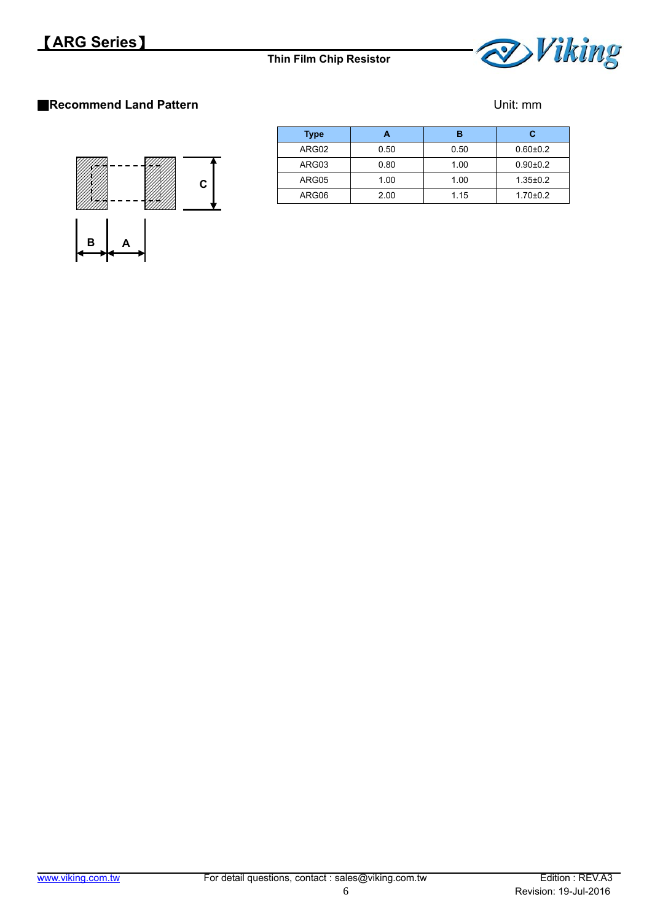## ■Recommend Land Pattern

Unit: mm

| Type | A | B | C |
|---|---|---|---|
| ARG02 | 0.50 | 0.50 | 0.60±0.2 |
| ARG03 | 0.80 | 1.00 | 0.90±0.2 |
| ARG05 | 1.00 | 1.00 | 1.35±0.2 |
| ARG06 | 2.00 | 1.15 | 1.70±0.2 |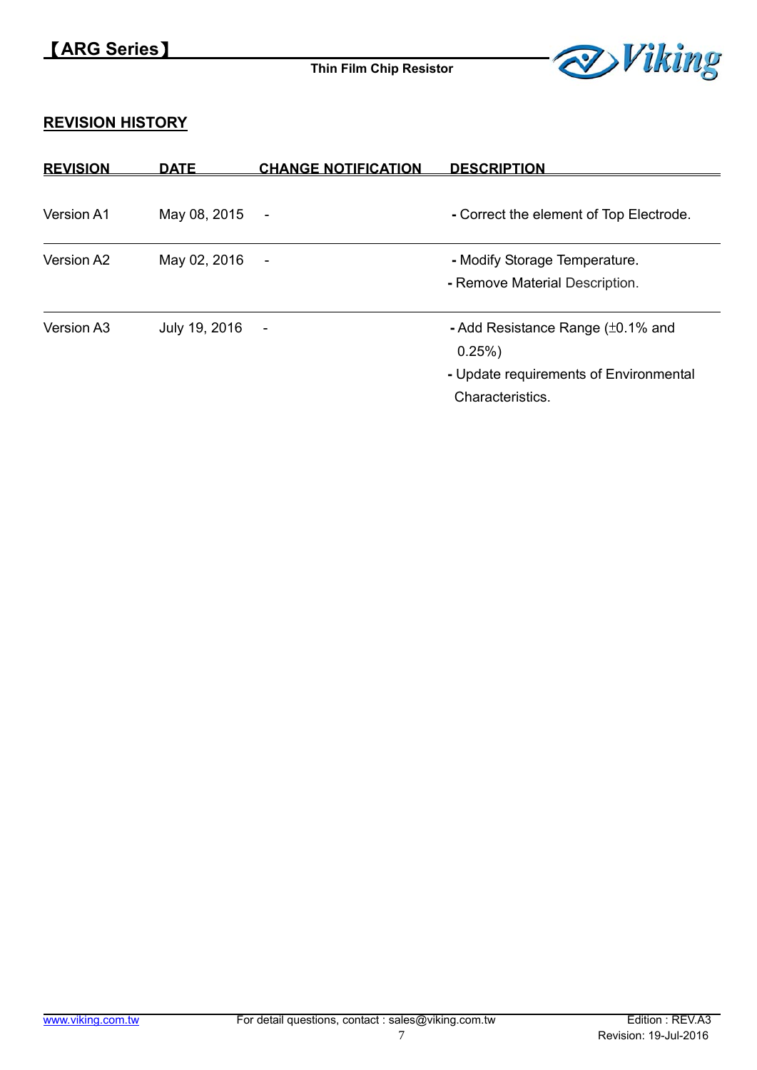## REVISION HISTORY

| REVISION | DATE | CHANGE NOTIFICATION | DESCRIPTION |
| --- | --- | --- | --- |
| Version A1 | May 08, 2015 | - | - Correct the element of Top Electrode. |
| Version A2 | May 02, 2016 | - | - Modify Storage Temperature.<br>- Remove Material Description. |
| Version A3 | July 19, 2016 | - | - Add Resistance Range (±0.1% and 0.25%)<br>- Update requirements of Environmental Characteristics. |